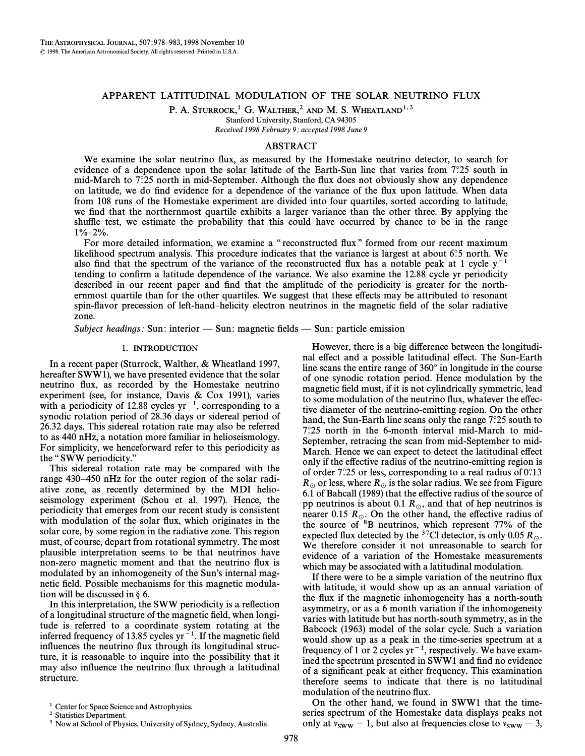# APPARENT LATITUDINAL MODULATION OF THE SOLAR NEUTRINO FLUX

P. A. Sturrock,[1] G. Walther,[2] and M. S. Wheatland[1,3]

Stanford University, Stanford, CA 94305

*Received 1998 February 9; accepted 1998 June 9*

## ABSTRACT

We examine the solar neutrino flux, as measured by the Homestake neutrino detector, to search for evidence of a dependence upon the solar latitude of the Earth-Sun line that varies from 7°.25 south in mid-March to 7°.25 north in mid-September. Although the flux does not obviously show any dependence on latitude, we do find evidence for a dependence of the variance of the flux upon latitude. When data from 108 runs of the Homestake experiment are divided into four quartiles, sorted according to latitude, we find that the northernmost quartile exhibits a larger variance than the other three. By applying the shuffle test, we estimate the probability that this could have occurred by chance to be in the range 1%–2%.

For more detailed information, we examine a "reconstructed flux" formed from our recent maximum likelihood spectrum analysis. This procedure indicates that the variance is largest at about 6°.5 north. We also find that the spectrum of the variance of the reconstructed flux has a notable peak at 1 cycle $y^{-1}$ tending to confirm a latitude dependence of the variance. We also examine the 12.88 cycle yr periodicity described in our recent paper and find that the amplitude of the periodicity is greater for the northernmost quartile than for the other quartiles. We suggest that these effects may be attributed to resonant spin-flavor precession of left-hand–helicity electron neutrinos in the magnetic field of the solar radiative zone.

*Subject headings:* Sun: interior — Sun: magnetic fields — Sun: particle emission

## 1. INTRODUCTION

In a recent paper (Sturrock, Walther, & Wheatland 1997, hereafter SWW1), we have presented evidence that the solar neutrino flux, as recorded by the Homestake neutrino experiment (see, for instance, Davis & Cox 1991), varies with a periodicity of 12.88 cycles $yr^{-1}$, corresponding to a synodic rotation period of 28.36 days or sidereal period of 26.32 days. This sidereal rotation rate may also be referred to as 440 nHz, a notation more familiar in helioseismology. For simplicity, we henceforward refer to this periodicity as the "SWW periodicity."

This sidereal rotation rate may be compared with the range 430–450 nHz for the outer region of the solar radiative zone, as recently determined by the MDI helioseismology experiment (Schou et al. 1997). Hence, the periodicity that emerges from our recent study is consistent with modulation of the solar flux, which originates in the solar core, by some region in the radiative zone. This region must, of course, depart from rotational symmetry. The most plausible interpretation seems to be that neutrinos have non-zero magnetic moment and that the neutrino flux is modulated by an inhomogeneity of the Sun's internal magnetic field. Possible mechanisms for this magnetic modulation will be discussed in § 6.

In this interpretation, the SWW periodicity is a reflection of a longitudinal structure of the magnetic field, when longitude is referred to a coordinate system rotating at the inferred frequency of 13.85 cycles $yr^{-1}$. If the magnetic field influences the neutrino flux through its longitudinal structure, it is reasonable to inquire into the possibility that it may also influence the neutrino flux through a latitudinal structure.

However, there is a big difference between the longitudinal effect and a possible latitudinal effect. The Sun-Earth line scans the entire range of 360° in longitude in the course of one synodic rotation period. Hence modulation by the magnetic field must, if it is not cylindrically symmetric, lead to some modulation of the neutrino flux, whatever the effective diameter of the neutrino-emitting region. On the other hand, the Sun-Earth line scans only the range 7°.25 south to 7°.25 north in the 6-month interval mid-March to mid-September, retracing the scan from mid-September to mid-March. Hence we can expect to detect the latitudinal effect only if the effective radius of the neutrino-emitting region is of order 7°.25 or less, corresponding to a real radius of 0°.13 $R_\odot$ or less, where $R_\odot$ is the solar radius. We see from Figure 6.1 of Bahcall (1989) that the effective radius of the source of pp neutrinos is about 0.1 $R_\odot$, and that of hep neutrinos is nearer 0.15 $R_\odot$. On the other hand, the effective radius of the source of $^{8}B$ neutrinos, which represent 77% of the expected flux detected by the $^{37}Cl$ detector, is only 0.05 $R_\odot$. We therefore consider it not unreasonable to search for evidence of a variation of the Homestake measurements which may be associated with a latitudinal modulation.

If there were to be a simple variation of the neutrino flux with latitude, it would show up as an annual variation of the flux if the magnetic inhomogeneity has a north-south asymmetry, or as a 6 month variation if the inhomogeneity varies with latitude but has north-south symmetry, as in the Babcock (1963) model of the solar cycle. Such a variation would show up as a peak in the time-series spectrum at a frequency of 1 or 2 cycles $yr^{-1}$, respectively. We have examined the spectrum presented in SWW1 and find no evidence of a significant peak at either frequency. This examination therefore seems to indicate that there is no latitudinal modulation of the neutrino flux.

On the other hand, we found in SWW1 that the time-series spectrum of the Homestake data displays peaks not only at $\nu_{SWW} - 1$, but also at frequencies close to $\nu_{SWW} - 3$,

[1] Center for Space Science and Astrophysics.

[2] Statistics Department.

[3] Now at School of Physics, University of Sydney, Sydney, Australia.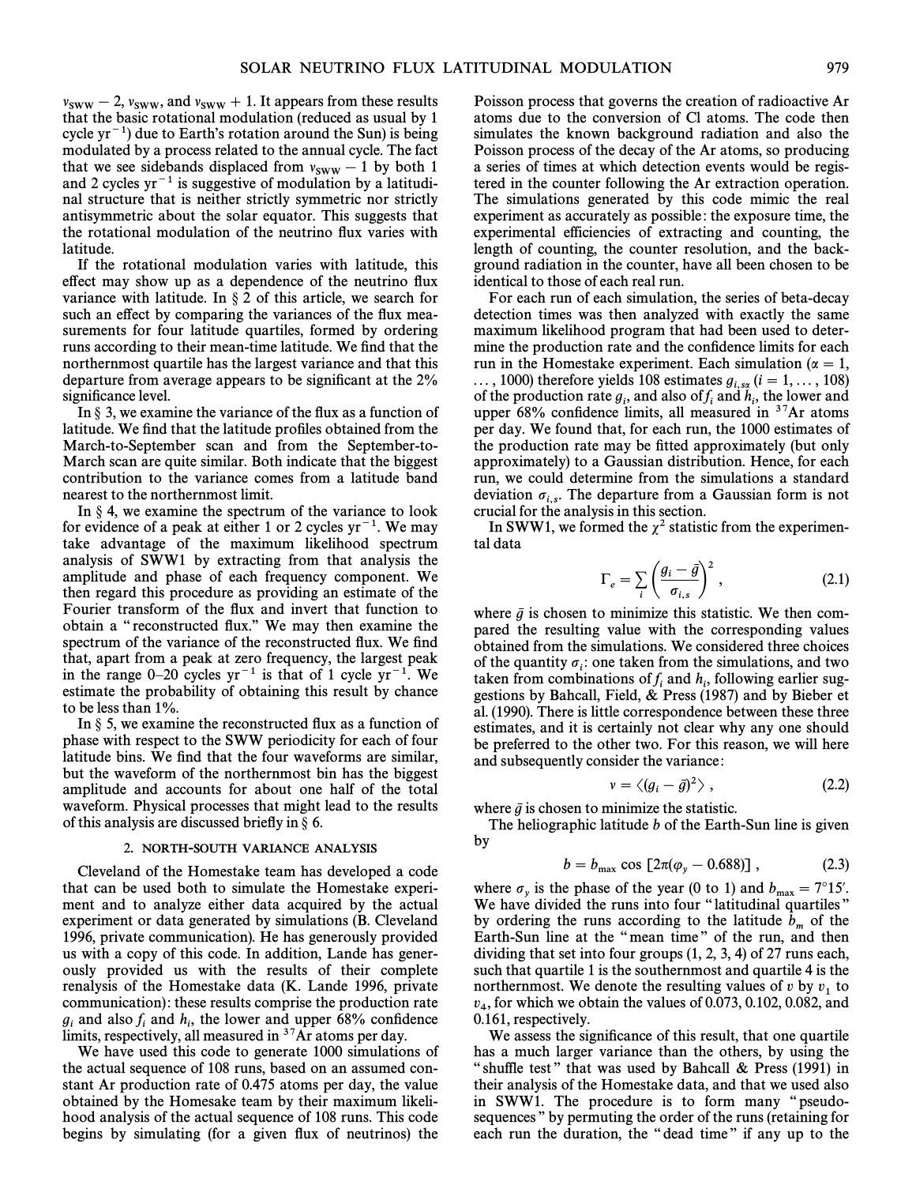$\nu_{SWW} - 2$, $\nu_{SWW}$, and $\nu_{SWW} + 1$. It appears from these results that the basic rotational modulation (reduced as usual by 1 cycle $yr^{-1}$) due to Earth's rotation around the Sun) is being modulated by a process related to the annual cycle. The fact that we see sidebands displaced from $\nu_{SWW} - 1$ by both 1 and 2 cycles $yr^{-1}$ is suggestive of modulation by a latitudinal structure that is neither strictly symmetric nor strictly antisymmetric about the solar equator. This suggests that the rotational modulation of the neutrino flux varies with latitude.

If the rotational modulation varies with latitude, this effect may show up as a dependence of the neutrino flux variance with latitude. In § 2 of this article, we search for such an effect by comparing the variances of the flux measurements for four latitude quartiles, formed by ordering runs according to their mean-time latitude. We find that the northernmost quartile has the largest variance and that this departure from average appears to be significant at the 2% significance level.

In § 3, we examine the variance of the flux as a function of latitude. We find that the latitude profiles obtained from the March-to-September scan and from the September-to-March scan are quite similar. Both indicate that the biggest contribution to the variance comes from a latitude band nearest to the northernmost limit.

In § 4, we examine the spectrum of the variance to look for evidence of a peak at either 1 or 2 cycles $yr^{-1}$. We may take advantage of the maximum likelihood spectrum analysis of SWW1 by extracting from that analysis the amplitude and phase of each frequency component. We then regard this procedure as providing an estimate of the Fourier transform of the flux and invert that function to obtain a "reconstructed flux." We may then examine the spectrum of the variance of the reconstructed flux. We find that, apart from a peak at zero frequency, the largest peak in the range 0–20 cycles $yr^{-1}$ is that of 1 cycle $yr^{-1}$. We estimate the probability of obtaining this result by chance to be less than 1%.

In § 5, we examine the reconstructed flux as a function of phase with respect to the SWW periodicity for each of four latitude bins. We find that the four waveforms are similar, but the waveform of the northernmost bin has the biggest amplitude and accounts for about one half of the total waveform. Physical processes that might lead to the results of this analysis are discussed briefly in § 6.

## 2. NORTH-SOUTH VARIANCE ANALYSIS

Cleveland of the Homestake team has developed a code that can be used both to simulate the Homestake experiment and to analyze either data acquired by the actual experiment or data generated by simulations (B. Cleveland 1996, private communication). He has generously provided us with a copy of this code. In addition, Lande has generously provided us with the results of their complete renalysis of the Homestake data (K. Lande 1996, private communication): these results comprise the production rate $g_i$ and also $f_i$ and $h_i$, the lower and upper 68% confidence limits, respectively, all measured in $^{37}$Ar atoms per day.

We have used this code to generate 1000 simulations of the actual sequence of 108 runs, based on an assumed constant Ar production rate of 0.475 atoms per day, the value obtained by the Homesake team by their maximum likelihood analysis of the actual sequence of 108 runs. This code begins by simulating (for a given flux of neutrinos) the Poisson process that governs the creation of radioactive Ar atoms due to the conversion of Cl atoms. The code then simulates the known background radiation and also the Poisson process of the decay of the Ar atoms, so producing a series of times at which detection events would be registered in the counter following the Ar extraction operation. The simulations generated by this code mimic the real experiment as accurately as possible: the exposure time, the experimental efficiencies of extracting and counting, the length of counting, the counter resolution, and the background radiation in the counter, have all been chosen to be identical to those of each real run.

For each run of each simulation, the series of beta-decay detection times was then analyzed with exactly the same maximum likelihood program that had been used to determine the production rate and the confidence limits for each run in the Homestake experiment. Each simulation ($\alpha = 1, \ldots, 1000$) therefore yields 108 estimates $g_{i,s\alpha}$ ($i = 1, \ldots, 108$) of the production rate $g_i$, and also of $f_i$ and $h_i$, the lower and upper 68% confidence limits, all measured in $^{37}$Ar atoms per day. We found that, for each run, the 1000 estimates of the production rate may be fitted approximately (but only approximately) to a Gaussian distribution. Hence, for each run, we could determine from the simulations a standard deviation $\sigma_{i,s}$. The departure from a Gaussian form is not crucial for the analysis in this section.

In SWW1, we formed the $\chi^2$ statistic from the experimental data

$$\Gamma_e = \sum_i \left( \frac{g_i - \bar{g}}{\sigma_{i,s}} \right)^2 , \tag{2.1}$$

where $\bar{g}$ is chosen to minimize this statistic. We then compared the resulting value with the corresponding values obtained from the simulations. We considered three choices of the quantity $\sigma_i$: one taken from the simulations, and two taken from combinations of $f_i$ and $h_i$, following earlier suggestions by Bahcall, Field, & Press (1987) and by Bieber et al. (1990). There is little correspondence between these three estimates, and it is certainly not clear why any one should be preferred to the other two. For this reason, we will here and subsequently consider the variance:

$$v = \langle (g_i - \bar{g})^2 \rangle , \tag{2.2}$$

where $\bar{g}$ is chosen to minimize the statistic.

The heliographic latitude $b$ of the Earth-Sun line is given by

$$b = b_{max} \cos [2\pi(\varphi_y - 0.688)] , \tag{2.3}$$

where $\sigma_y$ is the phase of the year (0 to 1) and $b_{max} = 7°15'$. We have divided the runs into four "latitudinal quartiles" by ordering the runs according to the latitude $b_m$ of the Earth-Sun line at the "mean time" of the run, and then dividing that set into four groups (1, 2, 3, 4) of 27 runs each, such that quartile 1 is the southernmost and quartile 4 is the northernmost. We denote the resulting values of $v$ by $v_1$ to $v_4$, for which we obtain the values of 0.073, 0.102, 0.082, and 0.161, respectively.

We assess the significance of this result, that one quartile has a much larger variance than the others, by using the "shuffle test" that was used by Bahcall & Press (1991) in their analysis of the Homestake data, and that we used also in SWW1. The procedure is to form many "pseudo-sequences" by permuting the order of the runs (retaining for each run the duration, the "dead time" if any up to the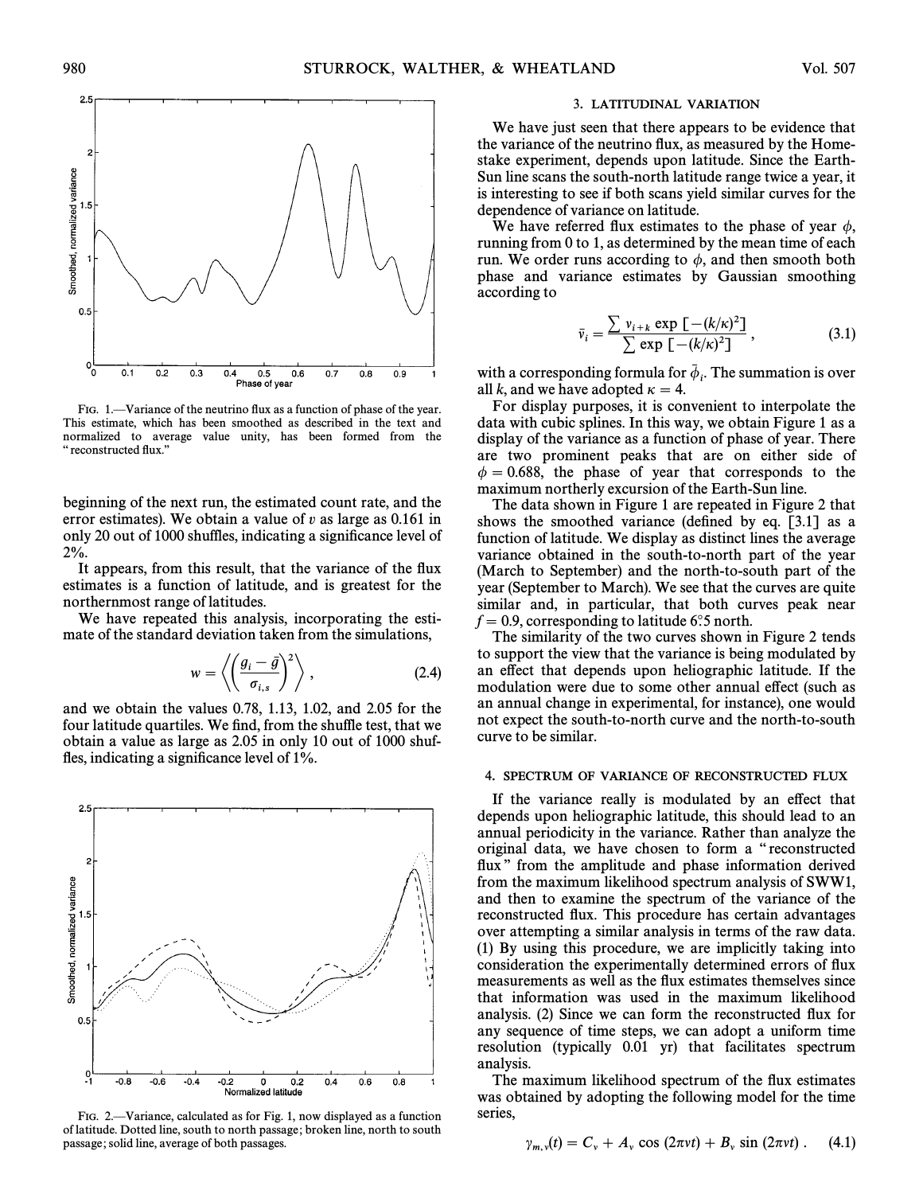FIG. 1.—Variance of the neutrino flux as a function of phase of the year. This estimate, which has been smoothed as described in the text and normalized to average value unity, has been formed from the "reconstructed flux."

beginning of the next run, the estimated count rate, and the error estimates). We obtain a value of $v$ as large as 0.161 in only 20 out of 1000 shuffles, indicating a significance level of 2%.

It appears, from this result, that the variance of the flux estimates is a function of latitude, and is greatest for the northernmost range of latitudes.

We have repeated this analysis, incorporating the estimate of the standard deviation taken from the simulations,

$$w = \left\langle \left( \frac{g_i - \bar{g}}{\sigma_{i,s}} \right)^2 \right\rangle , \tag{2.4}$$

and we obtain the values 0.78, 1.13, 1.02, and 2.05 for the four latitude quartiles. We find, from the shuffle test, that we obtain a value as large as 2.05 in only 10 out of 1000 shuffles, indicating a significance level of 1%.

FIG. 2.—Variance, calculated as for Fig. 1, now displayed as a function of latitude. Dotted line, south to north passage; broken line, north to south passage; solid line, average of both passages.

## 3. LATITUDINAL VARIATION

We have just seen that there appears to be evidence that the variance of the neutrino flux, as measured by the Homestake experiment, depends upon latitude. Since the Earth-Sun line scans the south-north latitude range twice a year, it is interesting to see if both scans yield similar curves for the dependence of variance on latitude.

We have referred flux estimates to the phase of year $\phi$, running from 0 to 1, as determined by the mean time of each run. We order runs according to $\phi$, and then smooth both phase and variance estimates by Gaussian smoothing according to

$$\bar{v}_i = \frac{\sum v_{i+k} \exp\left[-(k/\kappa)^2\right]}{\sum \exp\left[-(k/\kappa)^2\right]} , \tag{3.1}$$

with a corresponding formula for $\bar{\phi}_i$. The summation is over all $k$, and we have adopted $\kappa = 4$.

For display purposes, it is convenient to interpolate the data with cubic splines. In this way, we obtain Figure 1 as a display of the variance as a function of phase of year. There are two prominent peaks that are on either side of $\phi = 0.688$, the phase of year that corresponds to the maximum northerly excursion of the Earth-Sun line.

The data shown in Figure 1 are repeated in Figure 2 that shows the smoothed variance (defined by eq. [3.1] as a function of latitude. We display as distinct lines the average variance obtained in the south-to-north part of the year (March to September) and the north-to-south part of the year (September to March). We see that the curves are quite similar and, in particular, that both curves peak near $f = 0.9$, corresponding to latitude 6°5 north.

The similarity of the two curves shown in Figure 2 tends to support the view that the variance is being modulated by an effect that depends upon heliographic latitude. If the modulation were due to some other annual effect (such as an annual change in experimental, for instance), one would not expect the south-to-north curve and the north-to-south curve to be similar.

## 4. SPECTRUM OF VARIANCE OF RECONSTRUCTED FLUX

If the variance really is modulated by an effect that depends upon heliographic latitude, this should lead to an annual periodicity in the variance. Rather than analyze the original data, we have chosen to form a "reconstructed flux" from the amplitude and phase information derived from the maximum likelihood spectrum analysis of SWW1, and then to examine the spectrum of the variance of the reconstructed flux. This procedure has certain advantages over attempting a similar analysis in terms of the raw data. (1) By using this procedure, we are implicitly taking into consideration the experimentally determined errors of flux measurements as well as the flux estimates themselves since that information was used in the maximum likelihood analysis. (2) Since we can form the reconstructed flux for any sequence of time steps, we can adopt a uniform time resolution (typically 0.01 yr) that facilitates spectrum analysis.

The maximum likelihood spectrum of the flux estimates was obtained by adopting the following model for the time series,

$$\gamma_{m,\nu}(t) = C_\nu + A_\nu \cos(2\pi\nu t) + B_\nu \sin(2\pi\nu t) . \tag{4.1}$$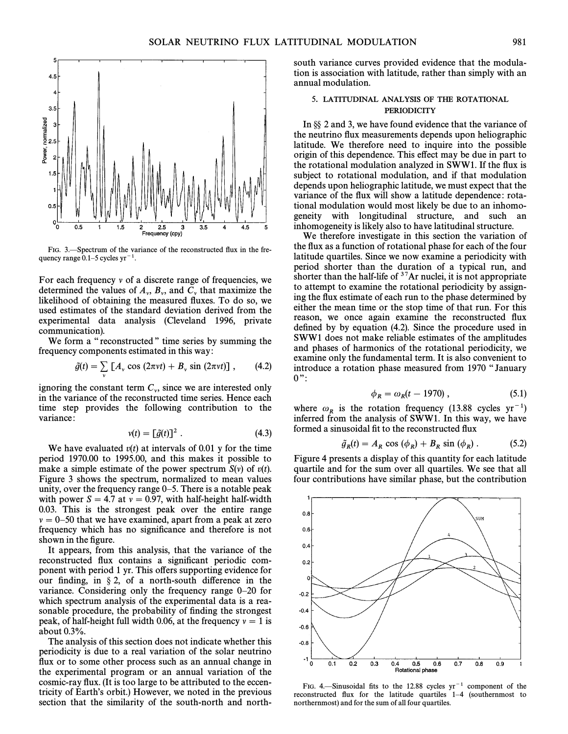FIG. 3.—Spectrum of the variance of the reconstructed flux in the frequency range 0.1–5 cycles yr$^{-1}$.

For each frequency $\nu$ of a discrete range of frequencies, we determined the values of $A_\nu$, $B_\nu$, and $C_\nu$ that maximize the likelihood of obtaining the measured fluxes. To do so, we used estimates of the standard deviation derived from the experimental data analysis (Cleveland 1996, private communication).

We form a "reconstructed" time series by summing the frequency components estimated in this way:

$$\tilde{g}(t) = \sum_\nu [A_\nu \cos(2\pi\nu t) + B_\nu \sin(2\pi\nu t)] , \quad (4.2)$$

ignoring the constant term $C_\nu$, since we are interested only in the variance of the reconstructed time series. Hence each time step provides the following contribution to the variance:

$$v(t) = [\tilde{g}(t)]^2 . \quad (4.3)$$

We have evaluated $v(t)$ at intervals of 0.01 y for the time period 1970.00 to 1995.00, and this makes it possible to make a simple estimate of the power spectrum $S(\nu)$ of $v(t)$. Figure 3 shows the spectrum, normalized to mean values unity, over the frequency range 0–5. There is a notable peak with power $S = 4.7$ at $\nu = 0.97$, with half-height half-width 0.03. This is the strongest peak over the entire range $\nu = 0$–50 that we have examined, apart from a peak at zero frequency which has no significance and therefore is not shown in the figure.

It appears, from this analysis, that the variance of the reconstructed flux contains a significant periodic component with period 1 yr. This offers supporting evidence for our finding, in § 2, of a north-south difference in the variance. Considering only the frequency range 0–20 for which spectrum analysis of the experimental data is a reasonable procedure, the probability of finding the strongest peak, of half-height full width 0.06, at the frequency $\nu = 1$ is about 0.3%.

The analysis of this section does not indicate whether this periodicity is due to a real variation of the solar neutrino flux or to some other process such as an annual change in the experimental program or an annual variation of the cosmic-ray flux. (It is too large to be attributed to the eccentricity of Earth's orbit.) However, we noted in the previous section that the similarity of the south-north and north-south variance curves provided evidence that the modulation is association with latitude, rather than simply with an annual modulation.

## 5. LATITUDINAL ANALYSIS OF THE ROTATIONAL PERIODICITY

In §§ 2 and 3, we have found evidence that the variance of the neutrino flux measurements depends upon heliographic latitude. We therefore need to inquire into the possible origin of this dependence. This effect may be due in part to the rotational modulation analyzed in SWW1. If the flux is subject to rotational modulation, and if that modulation depends upon heliographic latitude, we must expect that the variance of the flux will show a latitude dependence: rotational modulation would most likely be due to an inhomogeneity with longitudinal structure, and such an inhomogeneity is likely also to have latitudinal structure.

We therefore investigate in this section the variation of the flux as a function of rotational phase for each of the four latitude quartiles. Since we now examine a periodicity with period shorter than the duration of a typical run, and shorter than the half-life of $^{37}$Ar nuclei, it is not appropriate to attempt to examine the rotational periodicity by assigning the flux estimate of each run to the phase determined by either the mean time or the stop time of that run. For this reason, we once again examine the reconstructed flux defined by by equation (4.2). Since the procedure used in SWW1 does not make reliable estimates of the amplitudes and phases of harmonics of the rotational periodicity, we examine only the fundamental term. It is also convenient to introduce a rotation phase measured from 1970 "January 0":

$$\phi_R = \omega_R(t - 1970) , \quad (5.1)$$

where $\omega_R$ is the rotation frequency (13.88 cycles yr$^{-1}$) inferred from the analysis of SWW1. In this way, we have formed a sinusoidal fit to the reconstructed flux

$$\tilde{g}_R(t) = A_R \cos(\phi_R) + B_R \sin(\phi_R) . \quad (5.2)$$

Figure 4 presents a display of this quantity for each latitude quartile and for the sum over all quartiles. We see that all four contributions have similar phase, but the contribution

FIG. 4.—Sinusoidal fits to the 12.88 cycles yr$^{-1}$ component of the reconstructed flux for the latitude quartiles 1–4 (southernmost to northernmost) and for the sum of all four quartiles.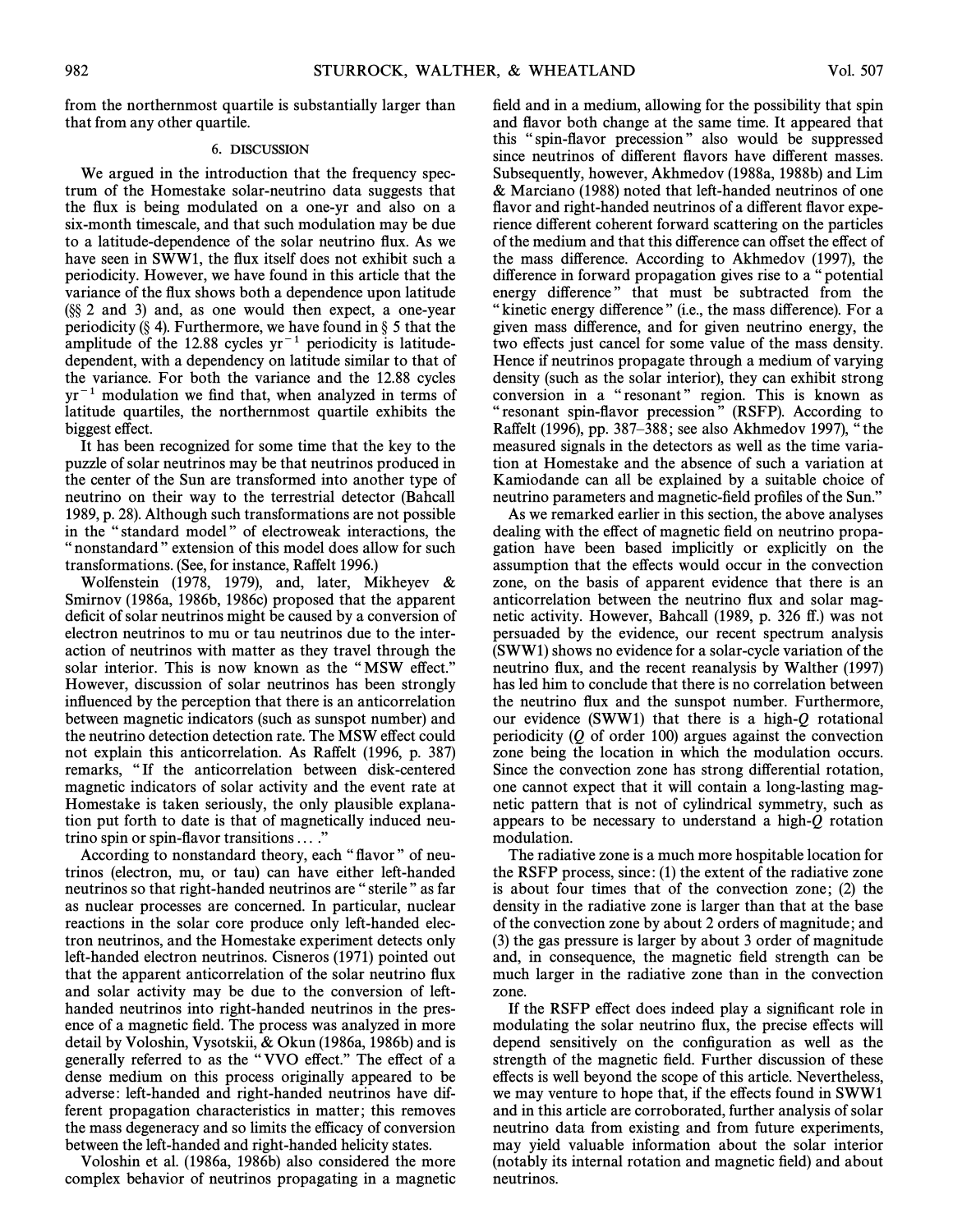from the northernmost quartile is substantially larger than that from any other quartile.

## 6. DISCUSSION

We argued in the introduction that the frequency spectrum of the Homestake solar-neutrino data suggests that the flux is being modulated on a one-yr and also on a six-month timescale, and that such modulation may be due to a latitude-dependence of the solar neutrino flux. As we have seen in SWW1, the flux itself does not exhibit such a periodicity. However, we have found in this article that the variance of the flux shows both a dependence upon latitude (§§ 2 and 3) and, as one would then expect, a one-year periodicity (§ 4). Furthermore, we have found in § 5 that the amplitude of the 12.88 cycles $\text{yr}^{-1}$ periodicity is latitude-dependent, with a dependency on latitude similar to that of the variance. For both the variance and the 12.88 cycles $\text{yr}^{-1}$ modulation we find that, when analyzed in terms of latitude quartiles, the northernmost quartile exhibits the biggest effect.

It has been recognized for some time that the key to the puzzle of solar neutrinos may be that neutrinos produced in the center of the Sun are transformed into another type of neutrino on their way to the terrestrial detector (Bahcall 1989, p. 28). Although such transformations are not possible in the "standard model" of electroweak interactions, the "nonstandard" extension of this model does allow for such transformations. (See, for instance, Raffelt 1996.)

Wolfenstein (1978, 1979), and, later, Mikheyev & Smirnov (1986a, 1986b, 1986c) proposed that the apparent deficit of solar neutrinos might be caused by a conversion of electron neutrinos to mu or tau neutrinos due to the interaction of neutrinos with matter as they travel through the solar interior. This is now known as the "MSW effect." However, discussion of solar neutrinos has been strongly influenced by the perception that there is an anticorrelation between magnetic indicators (such as sunspot number) and the neutrino detection detection rate. The MSW effect could not explain this anticorrelation. As Raffelt (1996, p. 387) remarks, "If the anticorrelation between disk-centered magnetic indicators of solar activity and the event rate at Homestake is taken seriously, the only plausible explanation put forth to date is that of magnetically induced neutrino spin or spin-flavor transitions . . . ."

According to nonstandard theory, each "flavor" of neutrinos (electron, mu, or tau) can have either left-handed neutrinos so that right-handed neutrinos are "sterile" as far as nuclear processes are concerned. In particular, nuclear reactions in the solar core produce only left-handed electron neutrinos, and the Homestake experiment detects only left-handed electron neutrinos. Cisneros (1971) pointed out that the apparent anticorrelation of the solar neutrino flux and solar activity may be due to the conversion of left-handed neutrinos into right-handed neutrinos in the presence of a magnetic field. The process was analyzed in more detail by Voloshin, Vysotskii, & Okun (1986a, 1986b) and is generally referred to as the "VVO effect." The effect of a dense medium on this process originally appeared to be adverse: left-handed and right-handed neutrinos have different propagation characteristics in matter; this removes the mass degeneracy and so limits the efficacy of conversion between the left-handed and right-handed helicity states.

Voloshin et al. (1986a, 1986b) also considered the more complex behavior of neutrinos propagating in a magnetic field and in a medium, allowing for the possibility that spin and flavor both change at the same time. It appeared that this "spin-flavor precession" also would be suppressed since neutrinos of different flavors have different masses. Subsequently, however, Akhmedov (1988a, 1988b) and Lim & Marciano (1988) noted that left-handed neutrinos of one flavor and right-handed neutrinos of a different flavor experience different coherent forward scattering on the particles of the medium and that this difference can offset the effect of the mass difference. According to Akhmedov (1997), the difference in forward propagation gives rise to a "potential energy difference" that must be subtracted from the "kinetic energy difference" (i.e., the mass difference). For a given mass difference, and for given neutrino energy, the two effects just cancel for some value of the mass density. Hence if neutrinos propagate through a medium of varying density (such as the solar interior), they can exhibit strong conversion in a "resonant" region. This is known as "resonant spin-flavor precession" (RSFP). According to Raffelt (1996), pp. 387–388; see also Akhmedov 1997), "the measured signals in the detectors as well as the time variation at Homestake and the absence of such a variation at Kamiodande can all be explained by a suitable choice of neutrino parameters and magnetic-field profiles of the Sun."

As we remarked earlier in this section, the above analyses dealing with the effect of magnetic field on neutrino propagation have been based implicitly or explicitly on the assumption that the effects would occur in the convection zone, on the basis of apparent evidence that there is an anticorrelation between the neutrino flux and solar magnetic activity. However, Bahcall (1989, p. 326 ff.) was not persuaded by the evidence, our recent spectrum analysis (SWW1) shows no evidence for a solar-cycle variation of the neutrino flux, and the recent reanalysis by Walther (1997) has led him to conclude that there is no correlation between the neutrino flux and the sunspot number. Furthermore, our evidence (SWW1) that there is a high-$Q$ rotational periodicity ($Q$ of order 100) argues against the convection zone being the location in which the modulation occurs. Since the convection zone has strong differential rotation, one cannot expect that it will contain a long-lasting magnetic pattern that is not of cylindrical symmetry, such as appears to be necessary to understand a high-$Q$ rotation modulation.

The radiative zone is a much more hospitable location for the RSFP process, since: (1) the extent of the radiative zone is about four times that of the convection zone; (2) the density in the radiative zone is larger than that at the base of the convection zone by about 2 orders of magnitude; and (3) the gas pressure is larger by about 3 order of magnitude and, in consequence, the magnetic field strength can be much larger in the radiative zone than in the convection zone.

If the RSFP effect does indeed play a significant role in modulating the solar neutrino flux, the precise effects will depend sensitively on the configuration as well as the strength of the magnetic field. Further discussion of these effects is well beyond the scope of this article. Nevertheless, we may venture to hope that, if the effects found in SWW1 and in this article are corroborated, further analysis of solar neutrino data from existing and from future experiments, may yield valuable information about the solar interior (notably its internal rotation and magnetic field) and about neutrinos.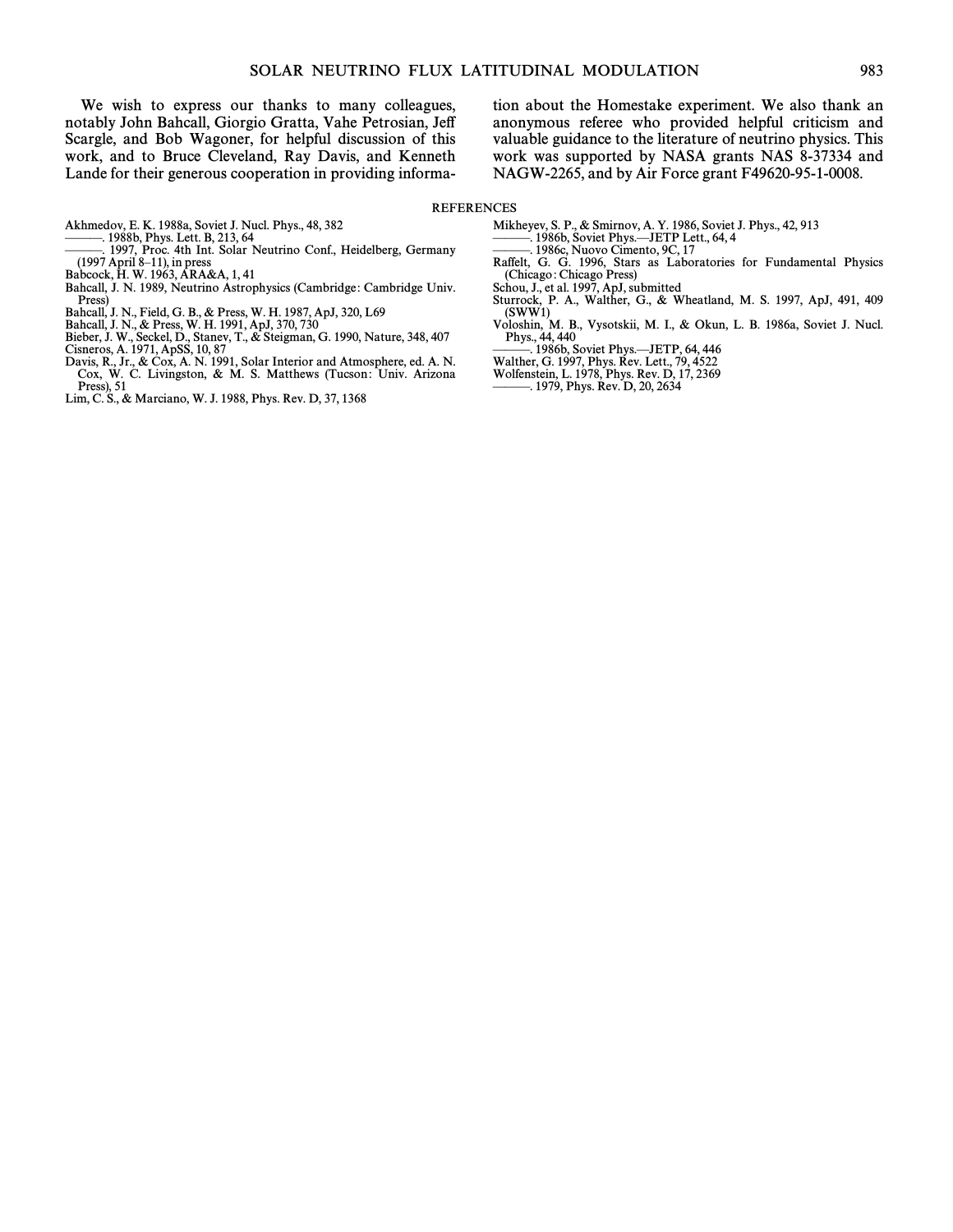We wish to express our thanks to many colleagues, notably John Bahcall, Giorgio Gratta, Vahe Petrosian, Jeff Scargle, and Bob Wagoner, for helpful discussion of this work, and to Bruce Cleveland, Ray Davis, and Kenneth Lande for their generous cooperation in providing information about the Homestake experiment. We also thank an anonymous referee who provided helpful criticism and valuable guidance to the literature of neutrino physics. This work was supported by NASA grants NAS 8-37334 and NAGW-2265, and by Air Force grant F49620-95-1-0008.

## REFERENCES

Akhmedov, E. K. 1988a, Soviet J. Nucl. Phys., 48, 382

———. 1988b, Phys. Lett. B, 213, 64

———. 1997, Proc. 4th Int. Solar Neutrino Conf., Heidelberg, Germany (1997 April 8–11), in press

Babcock, H. W. 1963, ARA&A, 1, 41

Bahcall, J. N. 1989, Neutrino Astrophysics (Cambridge: Cambridge Univ. Press)

Bahcall, J. N., Field, G. B., & Press, W. H. 1987, ApJ, 320, L69

Bahcall, J. N., & Press, W. H. 1991, ApJ, 370, 730

Bieber, J. W., Seckel, D., Stanev, T., & Steigman, G. 1990, Nature, 348, 407

Cisneros, A. 1971, ApSS, 10, 87

Davis, R., Jr., & Cox, A. N. 1991, Solar Interior and Atmosphere, ed. A. N. Cox, W. C. Livingston, & M. S. Matthews (Tucson: Univ. Arizona Press), 51

Lim, C. S., & Marciano, W. J. 1988, Phys. Rev. D, 37, 1368

Mikheyev, S. P., & Smirnov, A. Y. 1986, Soviet J. Phys., 42, 913

———. 1986b, Soviet Phys.—JETP Lett., 64, 4

———. 1986c, Nuovo Cimento, 9C, 17

Raffelt, G. G. 1996, Stars as Laboratories for Fundamental Physics (Chicago: Chicago Press)

Schou, J., et al. 1997, ApJ, submitted

Sturrock, P. A., Walther, G., & Wheatland, M. S. 1997, ApJ, 491, 409 (SWW1)

Voloshin, M. B., Vysotskii, M. I., & Okun, L. B. 1986a, Soviet J. Nucl. Phys., 44, 440

———. 1986b, Soviet Phys.—JETP, 64, 446

Walther, G. 1997, Phys. Rev. Lett., 79, 4522

Wolfenstein, L. 1978, Phys. Rev. D, 17, 2369

———. 1979, Phys. Rev. D, 20, 2634